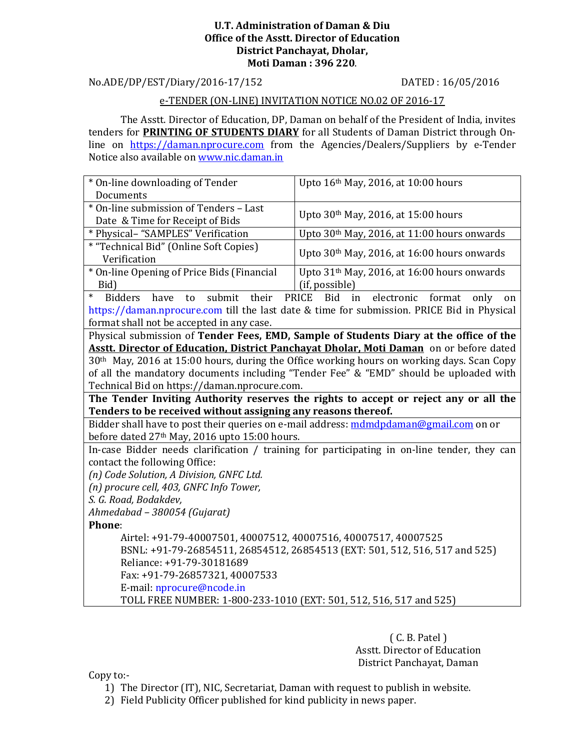**U.T. Administration of Daman & Diu**
**Office of the Asstt. Director of Education**
**District Panchayat, Dholar,**
**Moti Daman : 396 220**.

No.ADE/DP/EST/Diary/2016-17/152 DATED : 16/05/2016

e-TENDER (ON-LINE) INVITATION NOTICE NO.02 OF 2016-17

The Asstt. Director of Education, DP, Daman on behalf of the President of India, invites tenders for **PRINTING OF STUDENTS DIARY** for all Students of Daman District through On-line on https://daman.nprocure.com from the Agencies/Dealers/Suppliers by e-Tender Notice also available on www.nic.daman.in

| | |
|---|---|
| * On-line downloading of Tender Documents | Upto 16th May, 2016, at 10:00 hours |
| * On-line submission of Tenders – Last Date & Time for Receipt of Bids | Upto 30th May, 2016, at 15:00 hours |
| * Physical– "SAMPLES" Verification | Upto 30th May, 2016, at 11:00 hours onwards |
| * "Technical Bid" (Online Soft Copies) Verification | Upto 30th May, 2016, at 16:00 hours onwards |
| * On-line Opening of Price Bids (Financial Bid) | Upto 31th May, 2016, at 16:00 hours onwards (if, possible) |

* Bidders have to submit their PRICE Bid in electronic format only on https://daman.nprocure.com till the last date & time for submission. PRICE Bid in Physical format shall not be accepted in any case.

Physical submission of **Tender Fees, EMD, Sample of Students Diary at the office of the Asstt. Director of Education, District Panchayat Dholar, Moti Daman** on or before dated 30th May, 2016 at 15:00 hours, during the Office working hours on working days. Scan Copy of all the mandatory documents including "Tender Fee" & "EMD" should be uploaded with Technical Bid on https://daman.nprocure.com.

**The Tender Inviting Authority reserves the rights to accept or reject any or all the Tenders to be received without assigning any reasons thereof.**

Bidder shall have to post their queries on e-mail address: mdmdpdaman@gmail.com on or before dated 27th May, 2016 upto 15:00 hours.

In-case Bidder needs clarification / training for participating in on-line tender, they can contact the following Office:
*(n) Code Solution, A Division, GNFC Ltd.*
*(n) procure cell, 403, GNFC Info Tower,*
*S. G. Road, Bodakdev,*
*Ahmedabad – 380054 (Gujarat)*

**Phone**:
Airtel: +91-79-40007501, 40007512, 40007516, 40007517, 40007525
BSNL: +91-79-26854511, 26854512, 26854513 (EXT: 501, 512, 516, 517 and 525)
Reliance: +91-79-30181689
Fax: +91-79-26857321, 40007533
E-mail: nprocure@ncode.in
TOLL FREE NUMBER: 1-800-233-1010 (EXT: 501, 512, 516, 517 and 525)

( C. B. Patel )
Asstt. Director of Education
District Panchayat, Daman

Copy to:-
1) The Director (IT), NIC, Secretariat, Daman with request to publish in website.
2) Field Publicity Officer published for kind publicity in news paper.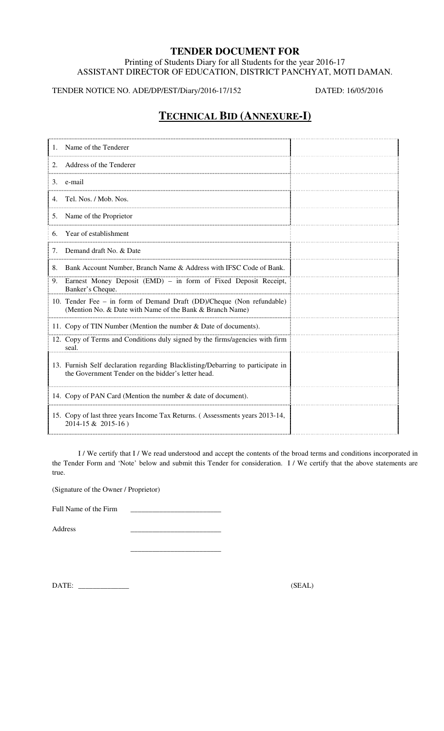# TENDER DOCUMENT FOR

Printing of Students Diary for all Students for the year 2016-17
ASSISTANT DIRECTOR OF EDUCATION, DISTRICT PANCHYAT, MOTI DAMAN.

TENDER NOTICE NO. ADE/DP/EST/Diary/2016-17/152 DATED: 16/05/2016

## TECHNICAL BID (ANNEXURE-I)

| | |
|---|---|
| 1. Name of the Tenderer | |
| 2. Address of the Tenderer | |
| 3. e-mail | |
| 4. Tel. Nos. / Mob. Nos. | |
| 5. Name of the Proprietor | |
| 6. Year of establishment | |
| 7. Demand draft No. & Date | |
| 8. Bank Account Number, Branch Name & Address with IFSC Code of Bank. | |
| 9. Earnest Money Deposit (EMD) – in form of Fixed Deposit Receipt, Banker's Cheque. | |
| 10. Tender Fee – in form of Demand Draft (DD)/Cheque (Non refundable) (Mention No. & Date with Name of the Bank & Branch Name) | |
| 11. Copy of TIN Number (Mention the number & Date of documents). | |
| 12. Copy of Terms and Conditions duly signed by the firms/agencies with firm seal. | |
| 13. Furnish Self declaration regarding Blacklisting/Debarring to participate in the Government Tender on the bidder's letter head. | |
| 14. Copy of PAN Card (Mention the number & date of document). | |
| 15. Copy of last three years Income Tax Returns. ( Assessments years 2013-14, 2014-15 & 2015-16 ) | |

I / We certify that I / We read understood and accept the contents of the broad terms and conditions incorporated in the Tender Form and 'Note' below and submit this Tender for consideration. I / We certify that the above statements are true.

(Signature of the Owner / Proprietor)

Full Name of the Firm \_\_\_\_\_\_\_\_\_\_\_\_\_\_\_\_\_\_\_\_\_\_\_\_\_

Address \_\_\_\_\_\_\_\_\_\_\_\_\_\_\_\_\_\_\_\_\_\_\_\_\_

\_\_\_\_\_\_\_\_\_\_\_\_\_\_\_\_\_\_\_\_\_\_\_\_\_

DATE: \_\_\_\_\_\_\_\_\_\_\_\_\_\_ (SEAL)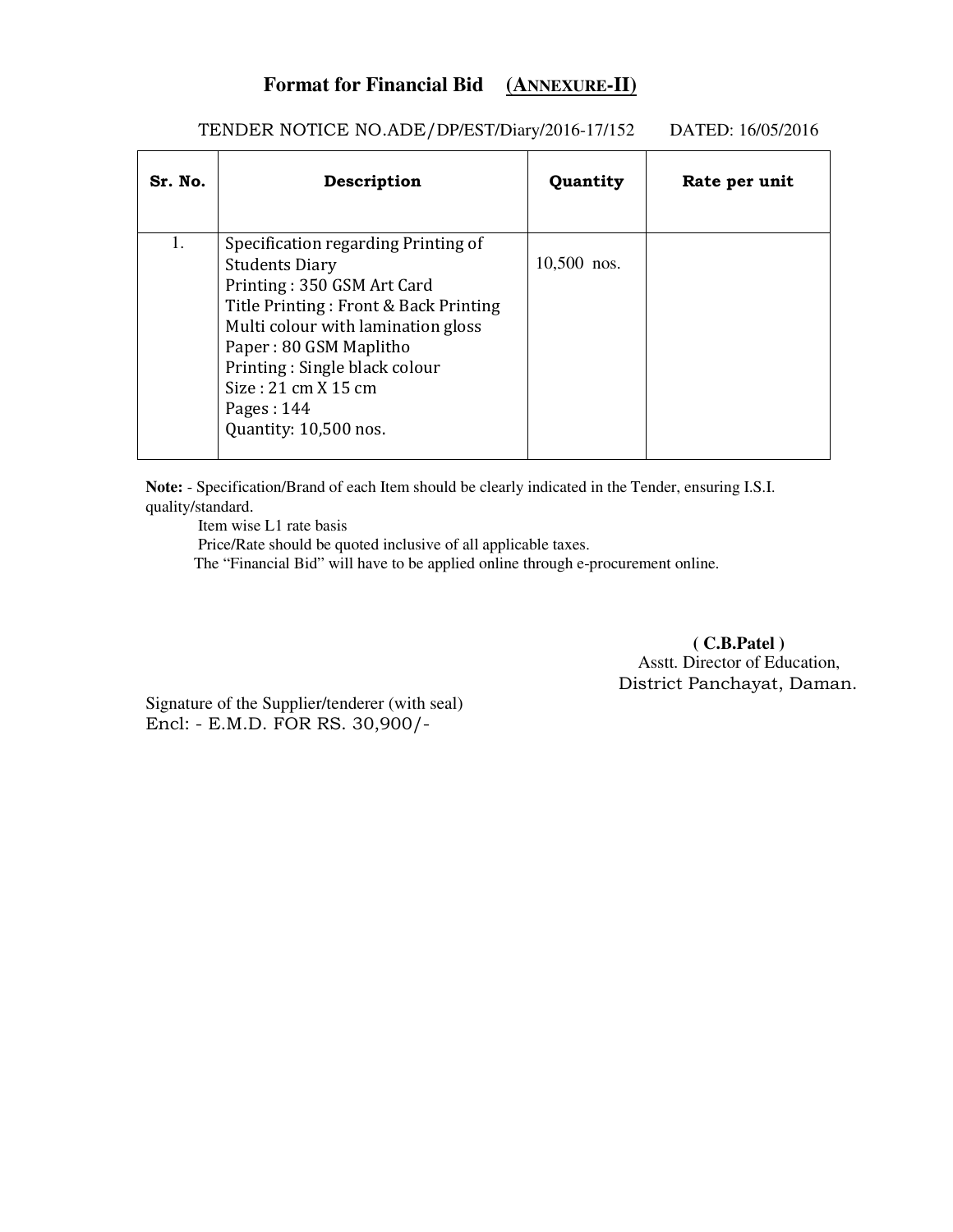# Format for Financial Bid (ANNEXURE-II)

TENDER NOTICE NO.ADE/DP/EST/Diary/2016-17/152 DATED: 16/05/2016

| Sr. No. | Description | Quantity | Rate per unit |
|---|---|---|---|
| 1. | Specification regarding Printing of Students Diary<br>Printing : 350 GSM Art Card<br>Title Printing : Front & Back Printing<br>Multi colour with lamination gloss<br>Paper : 80 GSM Maplitho<br>Printing : Single black colour<br>Size : 21 cm X 15 cm<br>Pages : 144<br>Quantity: 10,500 nos. | 10,500 nos. | |

**Note:** - Specification/Brand of each Item should be clearly indicated in the Tender, ensuring I.S.I. quality/standard.

Item wise L1 rate basis

Price/Rate should be quoted inclusive of all applicable taxes.

The "Financial Bid" will have to be applied online through e-procurement online.

**( C.B.Patel )**
Asstt. Director of Education,
District Panchayat, Daman.

Signature of the Supplier/tenderer (with seal)

Encl: - E.M.D. FOR RS. 30,900/-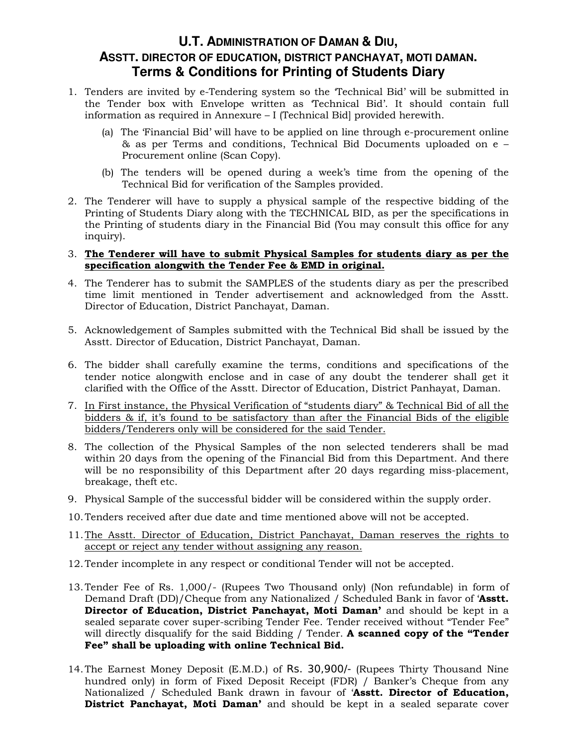# U.T. Administration of Daman & Diu,

## Asstt. Director of Education, District Panchayat, Moti Daman.

## Terms & Conditions for Printing of Students Diary

1. Tenders are invited by e-Tendering system so the 'Technical Bid' will be submitted in the Tender box with Envelope written as 'Technical Bid'. It should contain full information as required in Annexure – I (Technical Bid] provided herewith.
   (a) The 'Financial Bid' will have to be applied on line through e-procurement online & as per Terms and conditions, Technical Bid Documents uploaded on e – Procurement online (Scan Copy).
   (b) The tenders will be opened during a week's time from the opening of the Technical Bid for verification of the Samples provided.
2. The Tenderer will have to supply a physical sample of the respective bidding of the Printing of Students Diary along with the TECHNICAL BID, as per the specifications in the Printing of students diary in the Financial Bid (You may consult this office for any inquiry).
3. **The Tenderer will have to submit Physical Samples for students diary as per the specification alongwith the Tender Fee & EMD in original.**
4. The Tenderer has to submit the SAMPLES of the students diary as per the prescribed time limit mentioned in Tender advertisement and acknowledged from the Asstt. Director of Education, District Panchayat, Daman.
5. Acknowledgement of Samples submitted with the Technical Bid shall be issued by the Asstt. Director of Education, District Panchayat, Daman.
6. The bidder shall carefully examine the terms, conditions and specifications of the tender notice alongwith enclose and in case of any doubt the tenderer shall get it clarified with the Office of the Asstt. Director of Education, District Panhayat, Daman.
7. In First instance, the Physical Verification of "students diary" & Technical Bid of all the bidders & if, it's found to be satisfactory than after the Financial Bids of the eligible bidders/Tenderers only will be considered for the said Tender.
8. The collection of the Physical Samples of the non selected tenderers shall be mad within 20 days from the opening of the Financial Bid from this Department. And there will be no responsibility of this Department after 20 days regarding miss-placement, breakage, theft etc.
9. Physical Sample of the successful bidder will be considered within the supply order.
10. Tenders received after due date and time mentioned above will not be accepted.
11. The Asstt. Director of Education, District Panchayat, Daman reserves the rights to accept or reject any tender without assigning any reason.
12. Tender incomplete in any respect or conditional Tender will not be accepted.
13. Tender Fee of Rs. 1,000/- (Rupees Two Thousand only) (Non refundable) in form of Demand Draft (DD)/Cheque from any Nationalized / Scheduled Bank in favor of '**Asstt. Director of Education, District Panchayat, Moti Daman'** and should be kept in a sealed separate cover super-scribing Tender Fee. Tender received without "Tender Fee" will directly disqualify for the said Bidding / Tender. **A scanned copy of the "Tender Fee" shall be uploading with online Technical Bid.**
14. The Earnest Money Deposit (E.M.D.) of Rs. 30,900/- (Rupees Thirty Thousand Nine hundred only) in form of Fixed Deposit Receipt (FDR) / Banker's Cheque from any Nationalized / Scheduled Bank drawn in favour of '**Asstt. Director of Education, District Panchayat, Moti Daman'** and should be kept in a sealed separate cover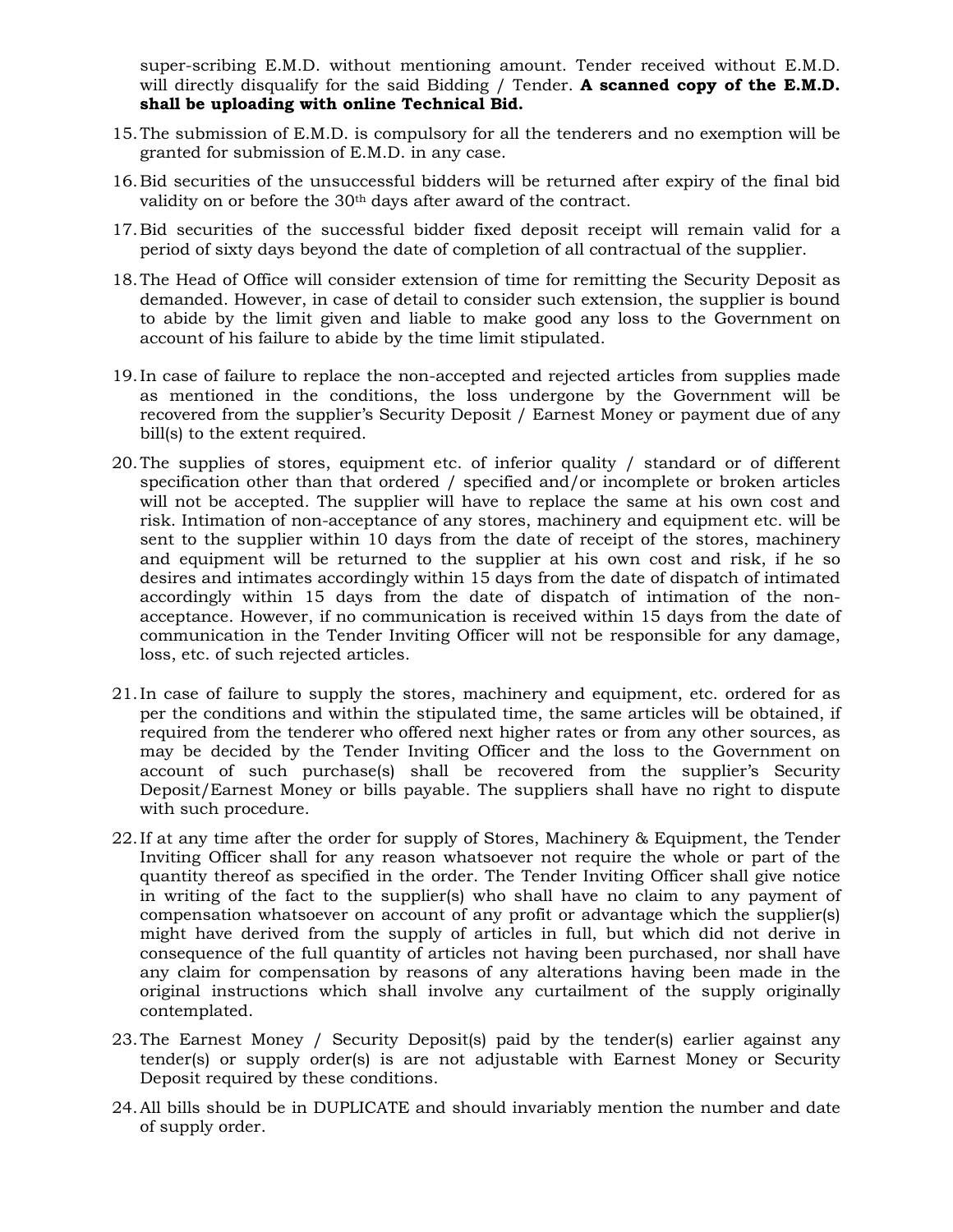super-scribing E.M.D. without mentioning amount. Tender received without E.M.D. will directly disqualify for the said Bidding / Tender. **A scanned copy of the E.M.D. shall be uploading with online Technical Bid.**

15. The submission of E.M.D. is compulsory for all the tenderers and no exemption will be granted for submission of E.M.D. in any case.

16. Bid securities of the unsuccessful bidders will be returned after expiry of the final bid validity on or before the 30th days after award of the contract.

17. Bid securities of the successful bidder fixed deposit receipt will remain valid for a period of sixty days beyond the date of completion of all contractual of the supplier.

18. The Head of Office will consider extension of time for remitting the Security Deposit as demanded. However, in case of detail to consider such extension, the supplier is bound to abide by the limit given and liable to make good any loss to the Government on account of his failure to abide by the time limit stipulated.

19. In case of failure to replace the non-accepted and rejected articles from supplies made as mentioned in the conditions, the loss undergone by the Government will be recovered from the supplier's Security Deposit / Earnest Money or payment due of any bill(s) to the extent required.

20. The supplies of stores, equipment etc. of inferior quality / standard or of different specification other than that ordered / specified and/or incomplete or broken articles will not be accepted. The supplier will have to replace the same at his own cost and risk. Intimation of non-acceptance of any stores, machinery and equipment etc. will be sent to the supplier within 10 days from the date of receipt of the stores, machinery and equipment will be returned to the supplier at his own cost and risk, if he so desires and intimates accordingly within 15 days from the date of dispatch of intimated accordingly within 15 days from the date of dispatch of intimation of the non-acceptance. However, if no communication is received within 15 days from the date of communication in the Tender Inviting Officer will not be responsible for any damage, loss, etc. of such rejected articles.

21. In case of failure to supply the stores, machinery and equipment, etc. ordered for as per the conditions and within the stipulated time, the same articles will be obtained, if required from the tenderer who offered next higher rates or from any other sources, as may be decided by the Tender Inviting Officer and the loss to the Government on account of such purchase(s) shall be recovered from the supplier's Security Deposit/Earnest Money or bills payable. The suppliers shall have no right to dispute with such procedure.

22. If at any time after the order for supply of Stores, Machinery & Equipment, the Tender Inviting Officer shall for any reason whatsoever not require the whole or part of the quantity thereof as specified in the order. The Tender Inviting Officer shall give notice in writing of the fact to the supplier(s) who shall have no claim to any payment of compensation whatsoever on account of any profit or advantage which the supplier(s) might have derived from the supply of articles in full, but which did not derive in consequence of the full quantity of articles not having been purchased, nor shall have any claim for compensation by reasons of any alterations having been made in the original instructions which shall involve any curtailment of the supply originally contemplated.

23. The Earnest Money / Security Deposit(s) paid by the tender(s) earlier against any tender(s) or supply order(s) is are not adjustable with Earnest Money or Security Deposit required by these conditions.

24. All bills should be in DUPLICATE and should invariably mention the number and date of supply order.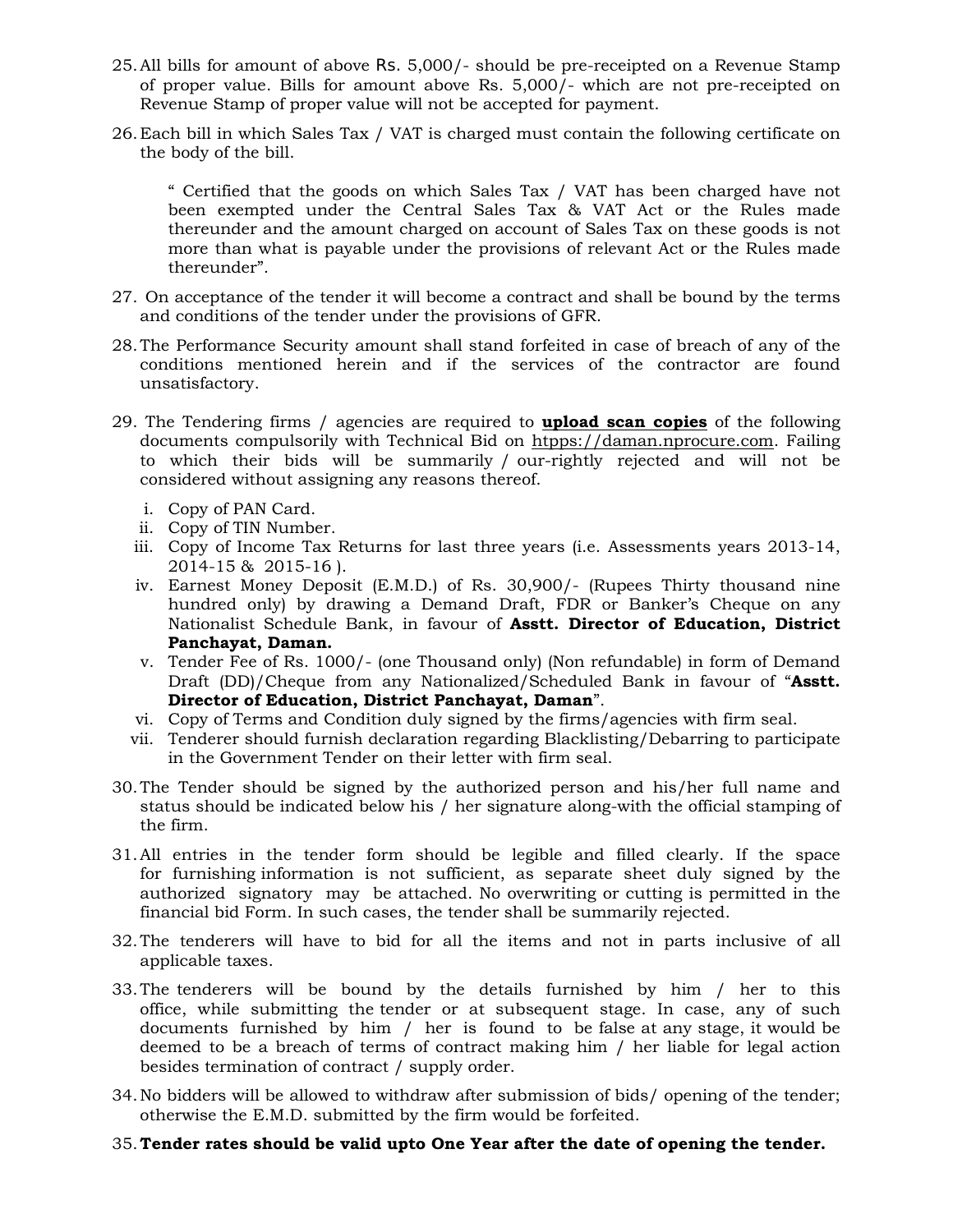25. All bills for amount of above Rs. 5,000/- should be pre-receipted on a Revenue Stamp of proper value. Bills for amount above Rs. 5,000/- which are not pre-receipted on Revenue Stamp of proper value will not be accepted for payment.

26. Each bill in which Sales Tax / VAT is charged must contain the following certificate on the body of the bill.

    " Certified that the goods on which Sales Tax / VAT has been charged have not been exempted under the Central Sales Tax & VAT Act or the Rules made thereunder and the amount charged on account of Sales Tax on these goods is not more than what is payable under the provisions of relevant Act or the Rules made thereunder".

27. On acceptance of the tender it will become a contract and shall be bound by the terms and conditions of the tender under the provisions of GFR.

28. The Performance Security amount shall stand forfeited in case of breach of any of the conditions mentioned herein and if the services of the contractor are found unsatisfactory.

29. The Tendering firms / agencies are required to **upload scan copies** of the following documents compulsorily with Technical Bid on htpps://daman.nprocure.com. Failing to which their bids will be summarily / our-rightly rejected and will not be considered without assigning any reasons thereof.

    i. Copy of PAN Card.
    ii. Copy of TIN Number.
    iii. Copy of Income Tax Returns for last three years (i.e. Assessments years 2013-14, 2014-15 & 2015-16 ).
    iv. Earnest Money Deposit (E.M.D.) of Rs. 30,900/- (Rupees Thirty thousand nine hundred only) by drawing a Demand Draft, FDR or Banker's Cheque on any Nationalist Schedule Bank, in favour of **Asstt. Director of Education, District Panchayat, Daman.**
    v. Tender Fee of Rs. 1000/- (one Thousand only) (Non refundable) in form of Demand Draft (DD)/Cheque from any Nationalized/Scheduled Bank in favour of "**Asstt. Director of Education, District Panchayat, Daman**".
    vi. Copy of Terms and Condition duly signed by the firms/agencies with firm seal.
    vii. Tenderer should furnish declaration regarding Blacklisting/Debarring to participate in the Government Tender on their letter with firm seal.

30. The Tender should be signed by the authorized person and his/her full name and status should be indicated below his / her signature along-with the official stamping of the firm.

31. All entries in the tender form should be legible and filled clearly. If the space for furnishing information is not sufficient, as separate sheet duly signed by the authorized signatory may be attached. No overwriting or cutting is permitted in the financial bid Form. In such cases, the tender shall be summarily rejected.

32. The tenderers will have to bid for all the items and not in parts inclusive of all applicable taxes.

33. The tenderers will be bound by the details furnished by him / her to this office, while submitting the tender or at subsequent stage. In case, any of such documents furnished by him / her is found to be false at any stage, it would be deemed to be a breach of terms of contract making him / her liable for legal action besides termination of contract / supply order.

34. No bidders will be allowed to withdraw after submission of bids/ opening of the tender; otherwise the E.M.D. submitted by the firm would be forfeited.

35. **Tender rates should be valid upto One Year after the date of opening the tender.**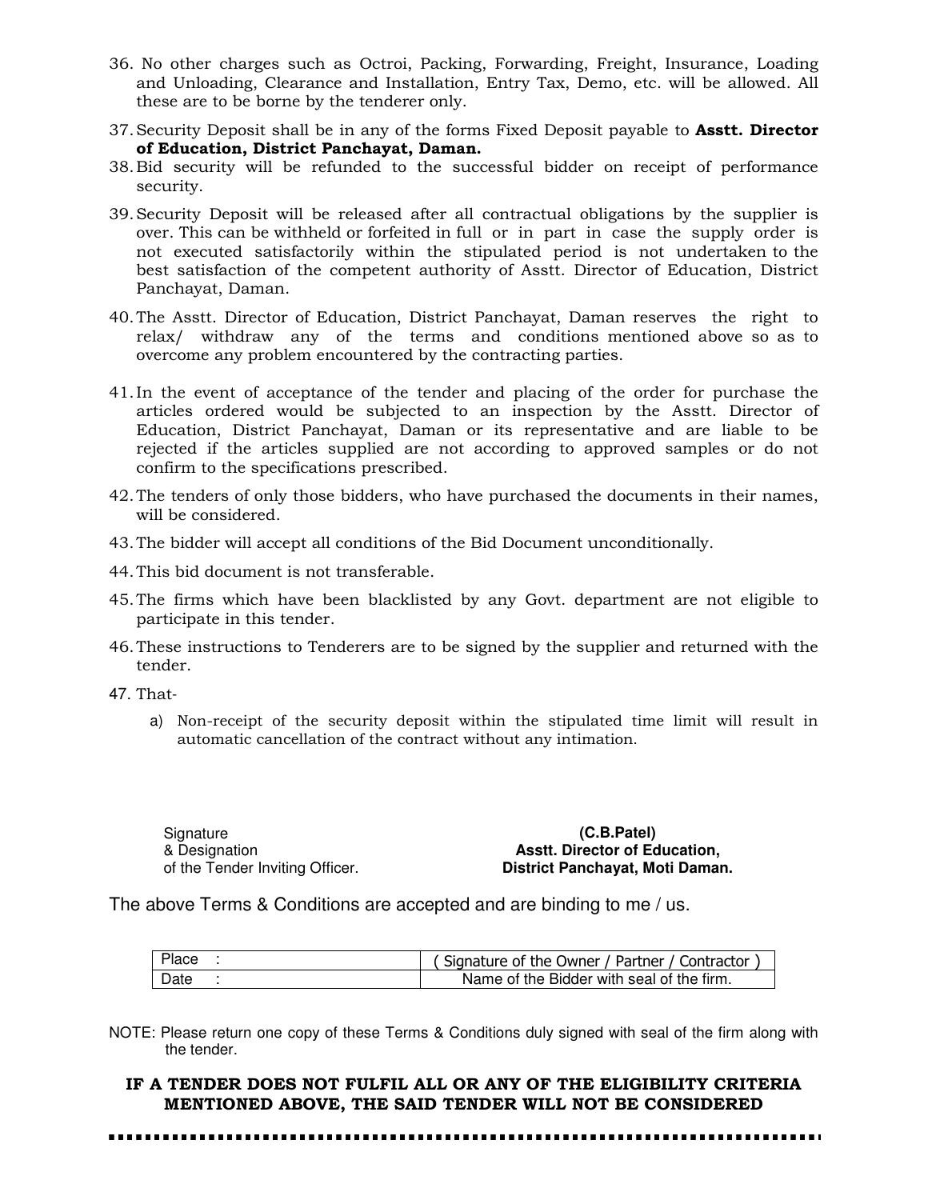36. No other charges such as Octroi, Packing, Forwarding, Freight, Insurance, Loading and Unloading, Clearance and Installation, Entry Tax, Demo, etc. will be allowed. All these are to be borne by the tenderer only.
37. Security Deposit shall be in any of the forms Fixed Deposit payable to **Asstt. Director of Education, District Panchayat, Daman.**
38. Bid security will be refunded to the successful bidder on receipt of performance security.
39. Security Deposit will be released after all contractual obligations by the supplier is over. This can be withheld or forfeited in full or in part in case the supply order is not executed satisfactorily within the stipulated period is not undertaken to the best satisfaction of the competent authority of Asstt. Director of Education, District Panchayat, Daman.
40. The Asstt. Director of Education, District Panchayat, Daman reserves the right to relax/ withdraw any of the terms and conditions mentioned above so as to overcome any problem encountered by the contracting parties.
41. In the event of acceptance of the tender and placing of the order for purchase the articles ordered would be subjected to an inspection by the Asstt. Director of Education, District Panchayat, Daman or its representative and are liable to be rejected if the articles supplied are not according to approved samples or do not confirm to the specifications prescribed.
42. The tenders of only those bidders, who have purchased the documents in their names, will be considered.
43. The bidder will accept all conditions of the Bid Document unconditionally.
44. This bid document is not transferable.
45. The firms which have been blacklisted by any Govt. department are not eligible to participate in this tender.
46. These instructions to Tenderers are to be signed by the supplier and returned with the tender.
47. That-
    a) Non-receipt of the security deposit within the stipulated time limit will result in automatic cancellation of the contract without any intimation.

Signature
& Designation
of the Tender Inviting Officer.

**(C.B.Patel)**
**Asstt. Director of Education,**
**District Panchayat, Moti Daman.**

The above Terms & Conditions are accepted and are binding to me / us.

| | |
|---|---|
| Place : | ( Signature of the Owner / Partner / Contractor ) |
| Date : | Name of the Bidder with seal of the firm. |

NOTE: Please return one copy of these Terms & Conditions duly signed with seal of the firm along with the tender.

**IF A TENDER DOES NOT FULFIL ALL OR ANY OF THE ELIGIBILITY CRITERIA MENTIONED ABOVE, THE SAID TENDER WILL NOT BE CONSIDERED**